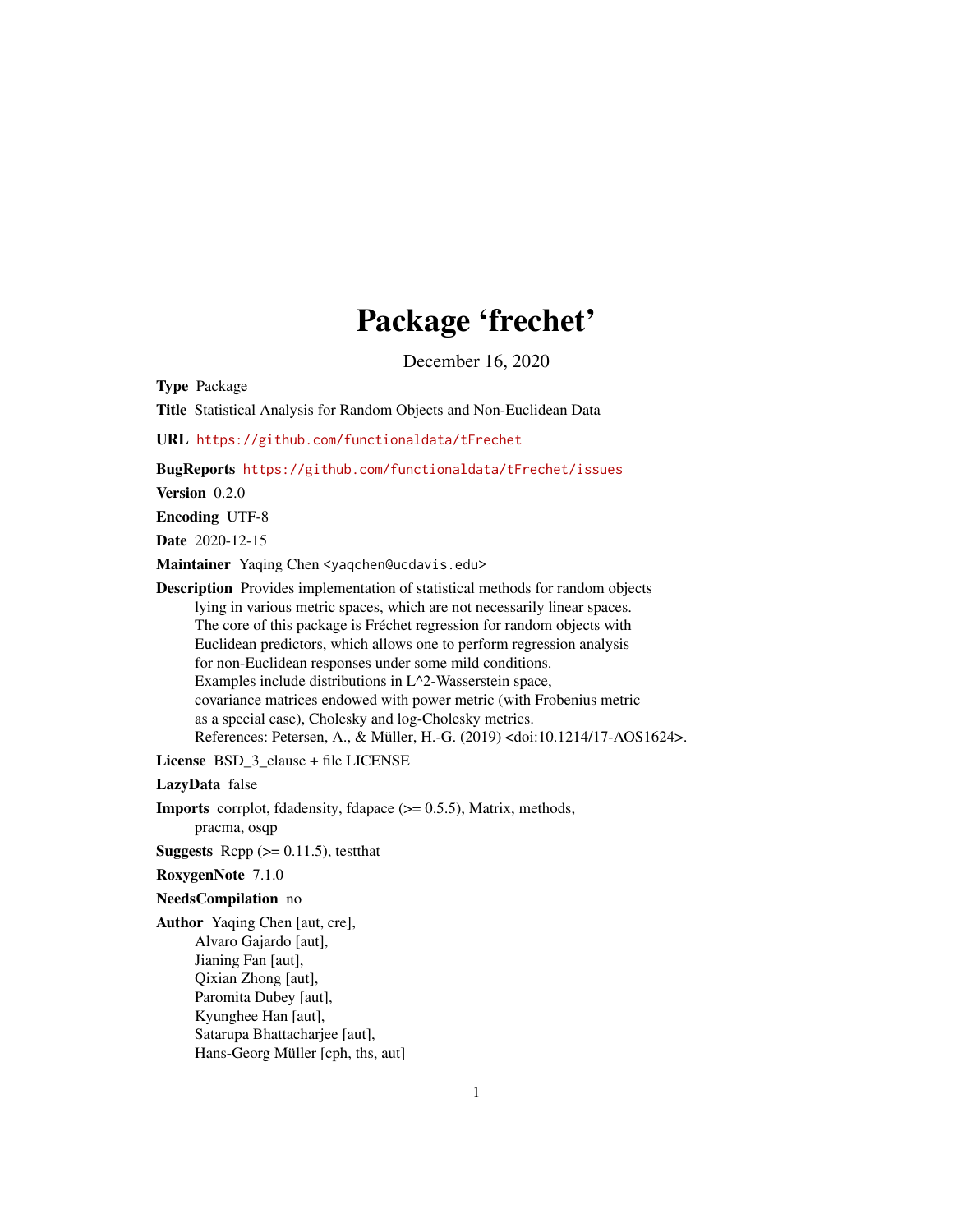# Package ‘frechet’

December 16, 2020

**Type** Package

**Title** Statistical Analysis for Random Objects and Non-Euclidean Data

**URL** https://github.com/functionaldata/tFrechet

**BugReports** https://github.com/functionaldata/tFrechet/issues

**Version** 0.2.0

**Encoding** UTF-8

**Date** 2020-12-15

**Maintainer** Yaqing Chen <yaqchen@ucdavis.edu>

**Description** Provides implementation of statistical methods for random objects lying in various metric spaces, which are not necessarily linear spaces. The core of this package is Fréchet regression for random objects with Euclidean predictors, which allows one to perform regression analysis for non-Euclidean responses under some mild conditions. Examples include distributions in L^2-Wasserstein space, covariance matrices endowed with power metric (with Frobenius metric as a special case), Cholesky and log-Cholesky metrics. References: Petersen, A., & Müller, H.-G. (2019) <doi:10.1214/17-AOS1624>.

**License** BSD_3_clause + file LICENSE

**LazyData** false

**Imports** corrplot, fdadensity, fdapace (>= 0.5.5), Matrix, methods, pracma, osqp

**Suggests** Rcpp (>= 0.11.5), testthat

**RoxygenNote** 7.1.0

**NeedsCompilation** no

**Author** Yaqing Chen [aut, cre],
Alvaro Gajardo [aut],
Jianing Fan [aut],
Qixian Zhong [aut],
Paromita Dubey [aut],
Kyunghee Han [aut],
Satarupa Bhattacharjee [aut],
Hans-Georg Müller [cph, ths, aut]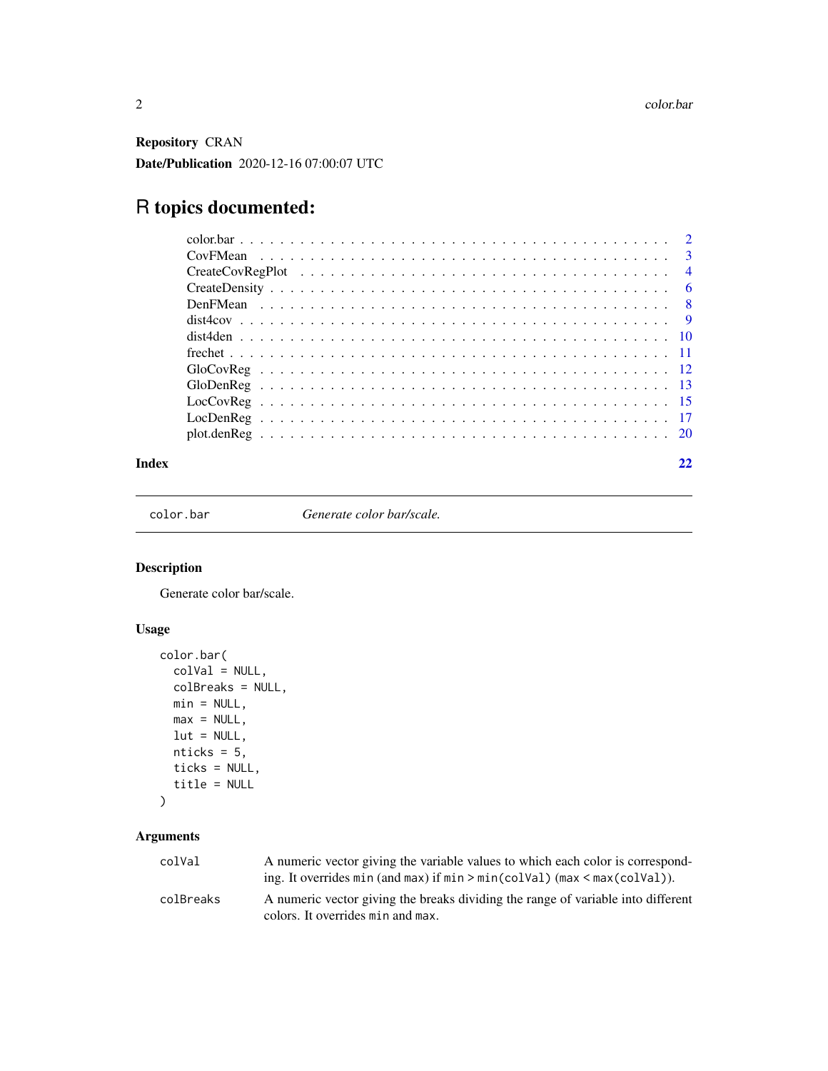**Repository** CRAN

**Date/Publication** 2020-12-16 07:00:07 UTC

# R topics documented:

| | |
|---|---|
| color.bar | 2 |
| CovFMean | 3 |
| CreateCovRegPlot | 4 |
| CreateDensity | 6 |
| DenFMean | 8 |
| dist4cov | 9 |
| dist4den | 10 |
| frechet | 11 |
| GloCovReg | 12 |
| GloDenReg | 13 |
| LocCovReg | 15 |
| LocDenReg | 17 |
| plot.denReg | 20 |
| **Index** | **22** |

---

`color.bar` *Generate color bar/scale.*

---

## Description

Generate color bar/scale.

## Usage

```
color.bar(
  colVal = NULL,
  colBreaks = NULL,
  min = NULL,
  max = NULL,
  lut = NULL,
  nticks = 5,
  ticks = NULL,
  title = NULL
)
```

## Arguments

| | |
|---|---|
| `colVal` | A numeric vector giving the variable values to which each color is corresponding. It overrides `min` (and `max`) if `min > min(colVal)` (`max < max(colVal)`). |
| `colBreaks` | A numeric vector giving the breaks dividing the range of variable into different colors. It overrides `min` and `max`. |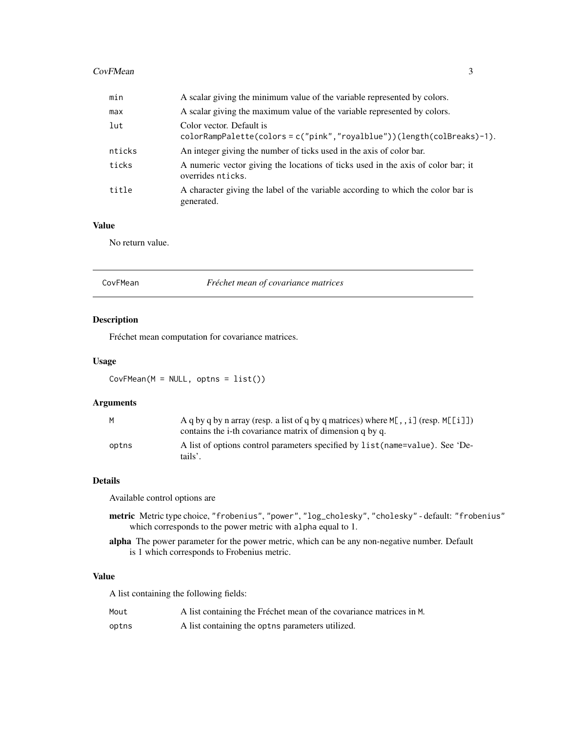| | |
|---|---|
| `min` | A scalar giving the minimum value of the variable represented by colors. |
| `max` | A scalar giving the maximum value of the variable represented by colors. |
| `lut` | Color vector. Default is `colorRampPalette(colors = c("pink","royalblue"))(length(colBreaks)-1)`. |
| `nticks` | An integer giving the number of ticks used in the axis of color bar. |
| `ticks` | A numeric vector giving the locations of ticks used in the axis of color bar; it overrides `nticks`. |
| `title` | A character giving the label of the variable according to which the color bar is generated. |

### Value

No return value.

## CovFMean — *Fréchet mean of covariance matrices*

### Description

Fréchet mean computation for covariance matrices.

### Usage

```
CovFMean(M = NULL, optns = list())
```

### Arguments

| | |
|---|---|
| `M` | A q by q by n array (resp. a list of q by q matrices) where `M[,,i]` (resp. `M[[i]]`) contains the i-th covariance matrix of dimension q by q. |
| `optns` | A list of options control parameters specified by `list(name=value)`. See 'Details'. |

### Details

Available control options are

**metric** Metric type choice, `"frobenius"`, `"power"`, `"log_cholesky"`, `"cholesky"` - default: `"frobenius"` which corresponds to the power metric with `alpha` equal to 1.

**alpha** The power parameter for the power metric, which can be any non-negative number. Default is 1 which corresponds to Frobenius metric.

### Value

A list containing the following fields:

| | |
|---|---|
| `Mout` | A list containing the Fréchet mean of the covariance matrices in `M`. |
| `optns` | A list containing the `optns` parameters utilized. |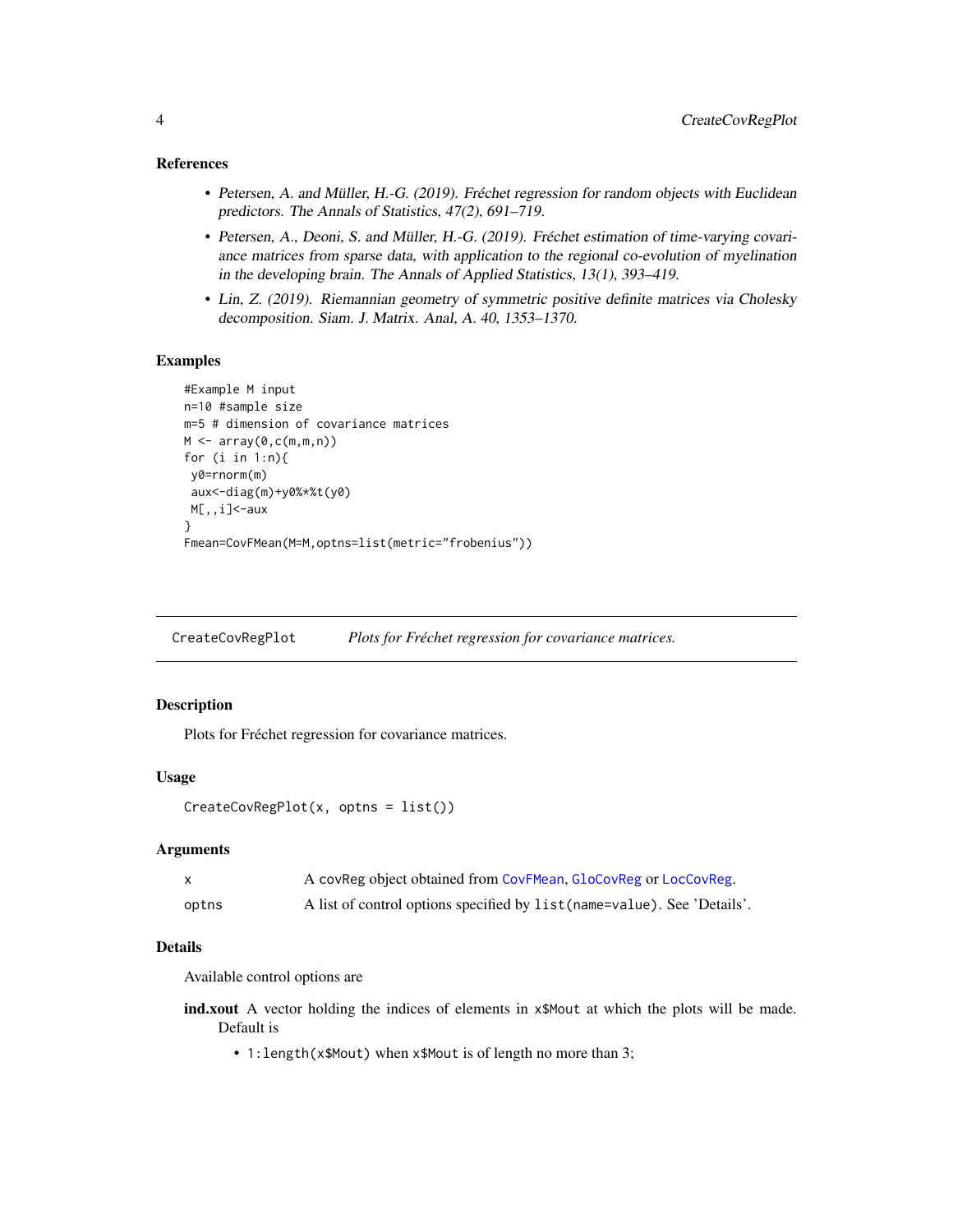### References

- *Petersen, A. and Müller, H.-G. (2019). Fréchet regression for random objects with Euclidean predictors. The Annals of Statistics, 47(2), 691–719.*
- *Petersen, A., Deoni, S. and Müller, H.-G. (2019). Fréchet estimation of time-varying covariance matrices from sparse data, with application to the regional co-evolution of myelination in the developing brain. The Annals of Applied Statistics, 13(1), 393–419.*
- *Lin, Z. (2019). Riemannian geometry of symmetric positive definite matrices via Cholesky decomposition. Siam. J. Matrix. Anal, A. 40, 1353–1370.*

### Examples

```
#Example M input
n=10 #sample size
m=5 # dimension of covariance matrices
M <- array(0,c(m,m,n))
for (i in 1:n){
 y0=rnorm(m)
 aux<-diag(m)+y0%*%t(y0)
 M[,,i]<-aux
}
Fmean=CovFMean(M=M,optns=list(metric="frobenius"))
```

---

## CreateCovRegPlot — *Plots for Fréchet regression for covariance matrices.*

---

### Description

Plots for Fréchet regression for covariance matrices.

### Usage

```
CreateCovRegPlot(x, optns = list())
```

### Arguments

| | |
|---|---|
| `x` | A `covReg` object obtained from `CovFMean`, `GloCovReg` or `LocCovReg`. |
| `optns` | A list of control options specified by `list(name=value)`. See 'Details'. |

### Details

Available control options are

**ind.xout** A vector holding the indices of elements in `x$Mout` at which the plots will be made. Default is

- `1:length(x$Mout)` when `x$Mout` is of length no more than 3;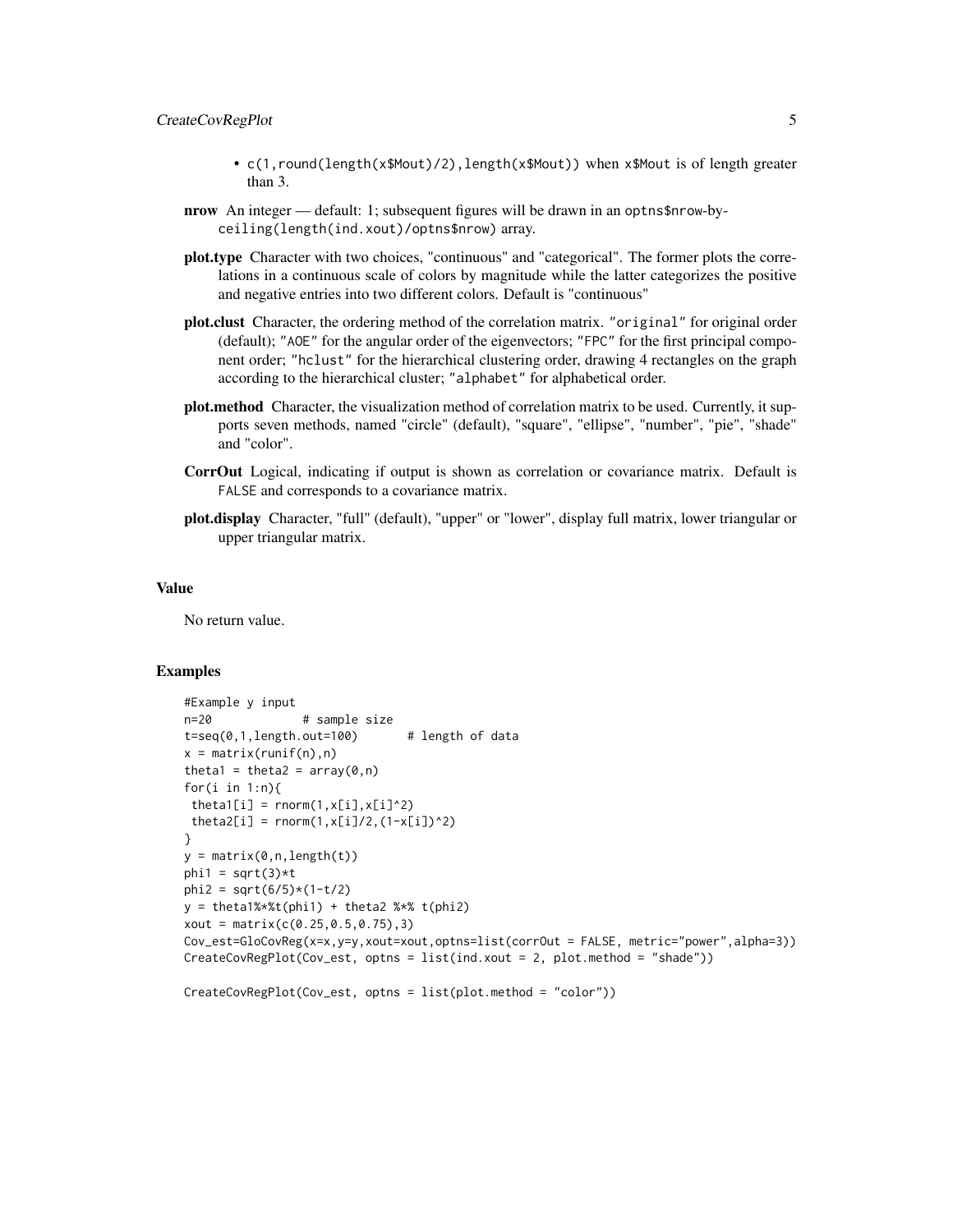- `c(1,round(length(x$Mout)/2),length(x$Mout))` when `x$Mout` is of length greater than 3.

**nrow** An integer — default: 1; subsequent figures will be drawn in an `optns$nrow`-by-`ceiling(length(ind.xout)/optns$nrow)` array.

**plot.type** Character with two choices, "continuous" and "categorical". The former plots the correlations in a continuous scale of colors by magnitude while the latter categorizes the positive and negative entries into two different colors. Default is "continuous"

**plot.clust** Character, the ordering method of the correlation matrix. `"original"` for original order (default); `"AOE"` for the angular order of the eigenvectors; `"FPC"` for the first principal component order; `"hclust"` for the hierarchical clustering order, drawing 4 rectangles on the graph according to the hierarchical cluster; `"alphabet"` for alphabetical order.

**plot.method** Character, the visualization method of correlation matrix to be used. Currently, it supports seven methods, named "circle" (default), "square", "ellipse", "number", "pie", "shade" and "color".

**CorrOut** Logical, indicating if output is shown as correlation or covariance matrix. Default is `FALSE` and corresponds to a covariance matrix.

**plot.display** Character, "full" (default), "upper" or "lower", display full matrix, lower triangular or upper triangular matrix.

## Value

No return value.

## Examples

```
#Example y input
n=20             # sample size
t=seq(0,1,length.out=100)       # length of data
x = matrix(runif(n),n)
theta1 = theta2 = array(0,n)
for(i in 1:n){
 theta1[i] = rnorm(1,x[i],x[i]^2)
 theta2[i] = rnorm(1,x[i]/2,(1-x[i])^2)
}
y = matrix(0,n,length(t))
phi1 = sqrt(3)*t
phi2 = sqrt(6/5)*(1-t/2)
y = theta1%*%t(phi1) + theta2 %*% t(phi2)
xout = matrix(c(0.25,0.5,0.75),3)
Cov_est=GloCovReg(x=x,y=y,xout=xout,optns=list(corrOut = FALSE, metric="power",alpha=3))
CreateCovRegPlot(Cov_est, optns = list(ind.xout = 2, plot.method = "shade"))

CreateCovRegPlot(Cov_est, optns = list(plot.method = "color"))
```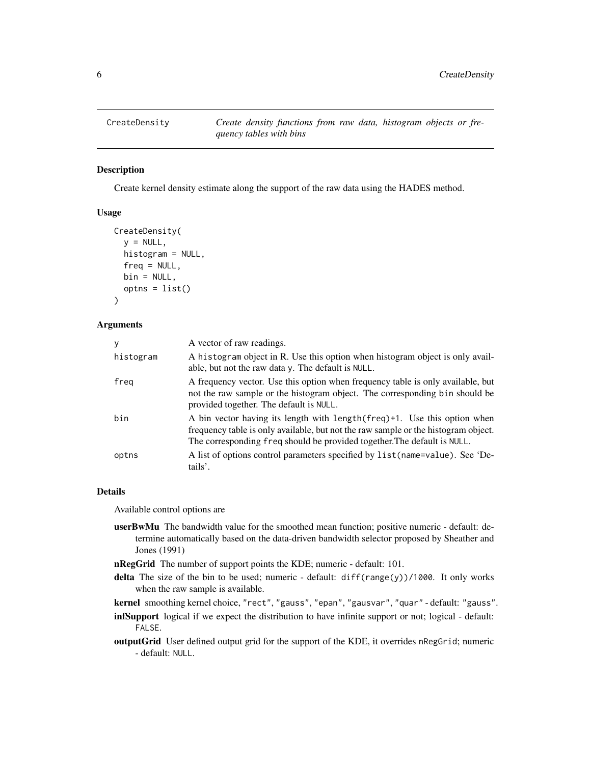# CreateDensity

*Create density functions from raw data, histogram objects or frequency tables with bins*

## Description

Create kernel density estimate along the support of the raw data using the HADES method.

## Usage

```
CreateDensity(
  y = NULL,
  histogram = NULL,
  freq = NULL,
  bin = NULL,
  optns = list()
)
```

## Arguments

| | |
|---|---|
| `y` | A vector of raw readings. |
| `histogram` | A `histogram` object in R. Use this option when histogram object is only available, but not the raw data `y`. The default is `NULL`. |
| `freq` | A frequency vector. Use this option when frequency table is only available, but not the raw sample or the histogram object. The corresponding `bin` should be provided together. The default is `NULL`. |
| `bin` | A bin vector having its length with `length(freq)+1`. Use this option when frequency table is only available, but not the raw sample or the histogram object. The corresponding `freq` should be provided together.The default is `NULL`. |
| `optns` | A list of options control parameters specified by `list(name=value)`. See 'Details'. |

## Details

Available control options are

**userBwMu** The bandwidth value for the smoothed mean function; positive numeric - default: determine automatically based on the data-driven bandwidth selector proposed by Sheather and Jones (1991)

**nRegGrid** The number of support points the KDE; numeric - default: 101.

**delta** The size of the bin to be used; numeric - default: `diff(range(y))/1000`. It only works when the raw sample is available.

**kernel** smoothing kernel choice, `"rect"`, `"gauss"`, `"epan"`, `"gausvar"`, `"quar"` - default: `"gauss"`.

**infSupport** logical if we expect the distribution to have infinite support or not; logical - default: `FALSE`.

**outputGrid** User defined output grid for the support of the KDE, it overrides `nRegGrid`; numeric - default: `NULL`.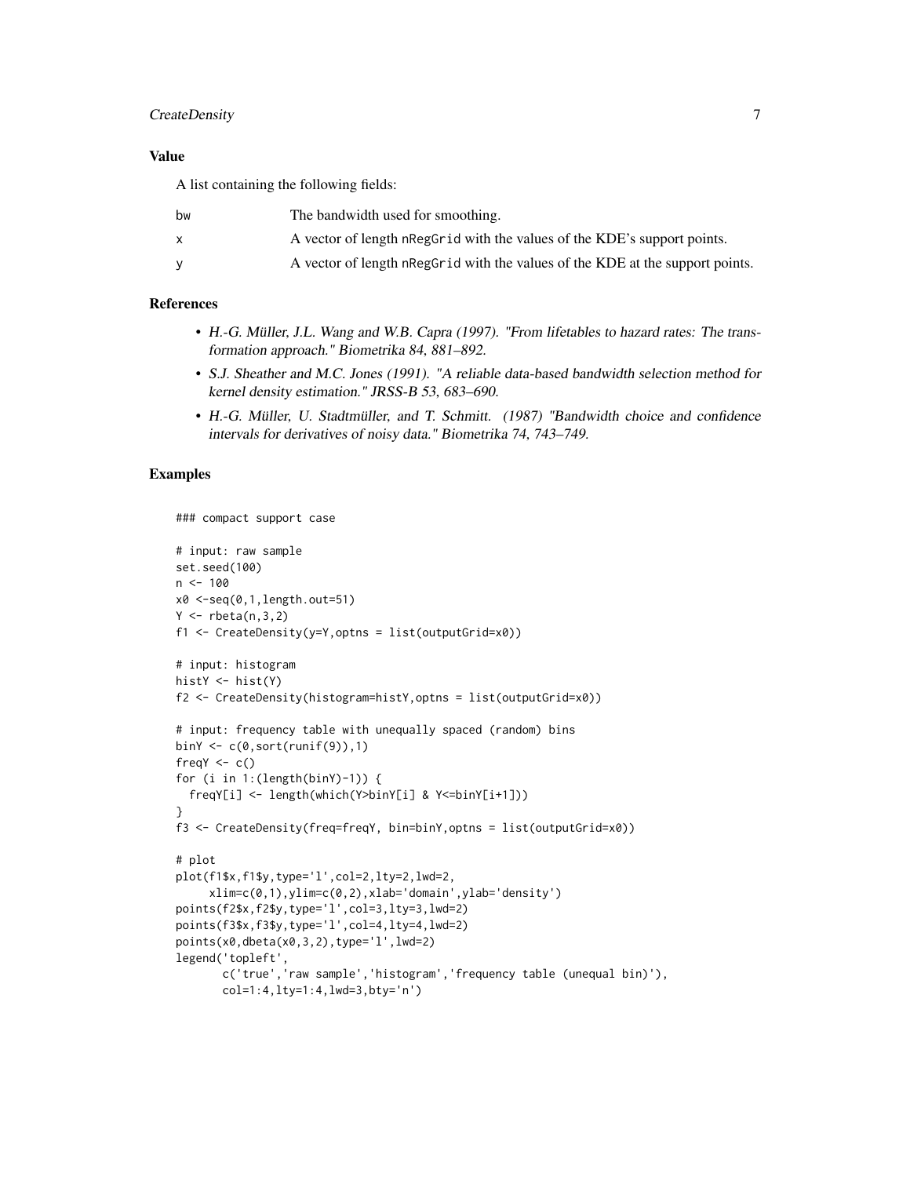## Value

A list containing the following fields:

| | |
|---|---|
| bw | The bandwidth used for smoothing. |
| x | A vector of length nRegGrid with the values of the KDE's support points. |
| y | A vector of length nRegGrid with the values of the KDE at the support points. |

## References

- *H.-G. Müller, J.L. Wang and W.B. Capra (1997). "From lifetables to hazard rates: The transformation approach." Biometrika 84, 881–892.*
- *S.J. Sheather and M.C. Jones (1991). "A reliable data-based bandwidth selection method for kernel density estimation." JRSS-B 53, 683–690.*
- *H.-G. Müller, U. Stadtmüller, and T. Schmitt. (1987) "Bandwidth choice and confidence intervals for derivatives of noisy data." Biometrika 74, 743–749.*

## Examples

```
### compact support case

# input: raw sample
set.seed(100)
n <- 100
x0 <-seq(0,1,length.out=51)
Y <- rbeta(n,3,2)
f1 <- CreateDensity(y=Y,optns = list(outputGrid=x0))

# input: histogram
histY <- hist(Y)
f2 <- CreateDensity(histogram=histY,optns = list(outputGrid=x0))

# input: frequency table with unequally spaced (random) bins
binY <- c(0,sort(runif(9)),1)
freqY <- c()
for (i in 1:(length(binY)-1)) {
  freqY[i] <- length(which(Y>binY[i] & Y<=binY[i+1]))
}
f3 <- CreateDensity(freq=freqY, bin=binY,optns = list(outputGrid=x0))

# plot
plot(f1$x,f1$y,type='l',col=2,lty=2,lwd=2,
     xlim=c(0,1),ylim=c(0,2),xlab='domain',ylab='density')
points(f2$x,f2$y,type='l',col=3,lty=3,lwd=2)
points(f3$x,f3$y,type='l',col=4,lty=4,lwd=2)
points(x0,dbeta(x0,3,2),type='l',lwd=2)
legend('topleft',
       c('true','raw sample','histogram','frequency table (unequal bin)'),
       col=1:4,lty=1:4,lwd=3,bty='n')
```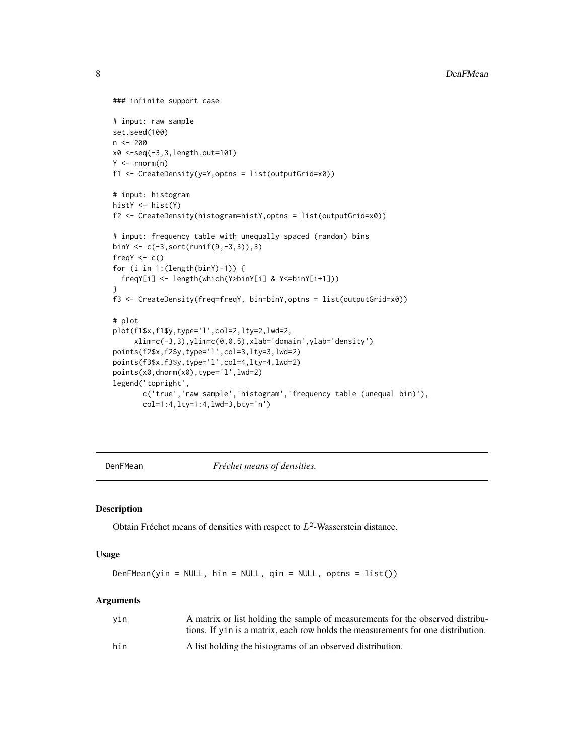```
### infinite support case

# input: raw sample
set.seed(100)
n <- 200
x0 <-seq(-3,3,length.out=101)
Y <- rnorm(n)
f1 <- CreateDensity(y=Y,optns = list(outputGrid=x0))

# input: histogram
histY <- hist(Y)
f2 <- CreateDensity(histogram=histY,optns = list(outputGrid=x0))

# input: frequency table with unequally spaced (random) bins
binY <- c(-3,sort(runif(9,-3,3)),3)
freqY <- c()
for (i in 1:(length(binY)-1)) {
  freqY[i] <- length(which(Y>binY[i] & Y<=binY[i+1]))
}
f3 <- CreateDensity(freq=freqY, bin=binY,optns = list(outputGrid=x0))

# plot
plot(f1$x,f1$y,type='l',col=2,lty=2,lwd=2,
     xlim=c(-3,3),ylim=c(0,0.5),xlab='domain',ylab='density')
points(f2$x,f2$y,type='l',col=3,lty=3,lwd=2)
points(f3$x,f3$y,type='l',col=4,lty=4,lwd=2)
points(x0,dnorm(x0),type='l',lwd=2)
legend('topright',
       c('true','raw sample','histogram','frequency table (unequal bin)'),
       col=1:4,lty=1:4,lwd=3,bty='n')
```

---

## DenFMean — *Fréchet means of densities.*

### Description

Obtain Fréchet means of densities with respect to $L^2$-Wasserstein distance.

### Usage

```
DenFMean(yin = NULL, hin = NULL, qin = NULL, optns = list())
```

### Arguments

| | |
|---|---|
| `yin` | A matrix or list holding the sample of measurements for the observed distributions. If `yin` is a matrix, each row holds the measurements for one distribution. |
| `hin` | A list holding the histograms of an observed distribution. |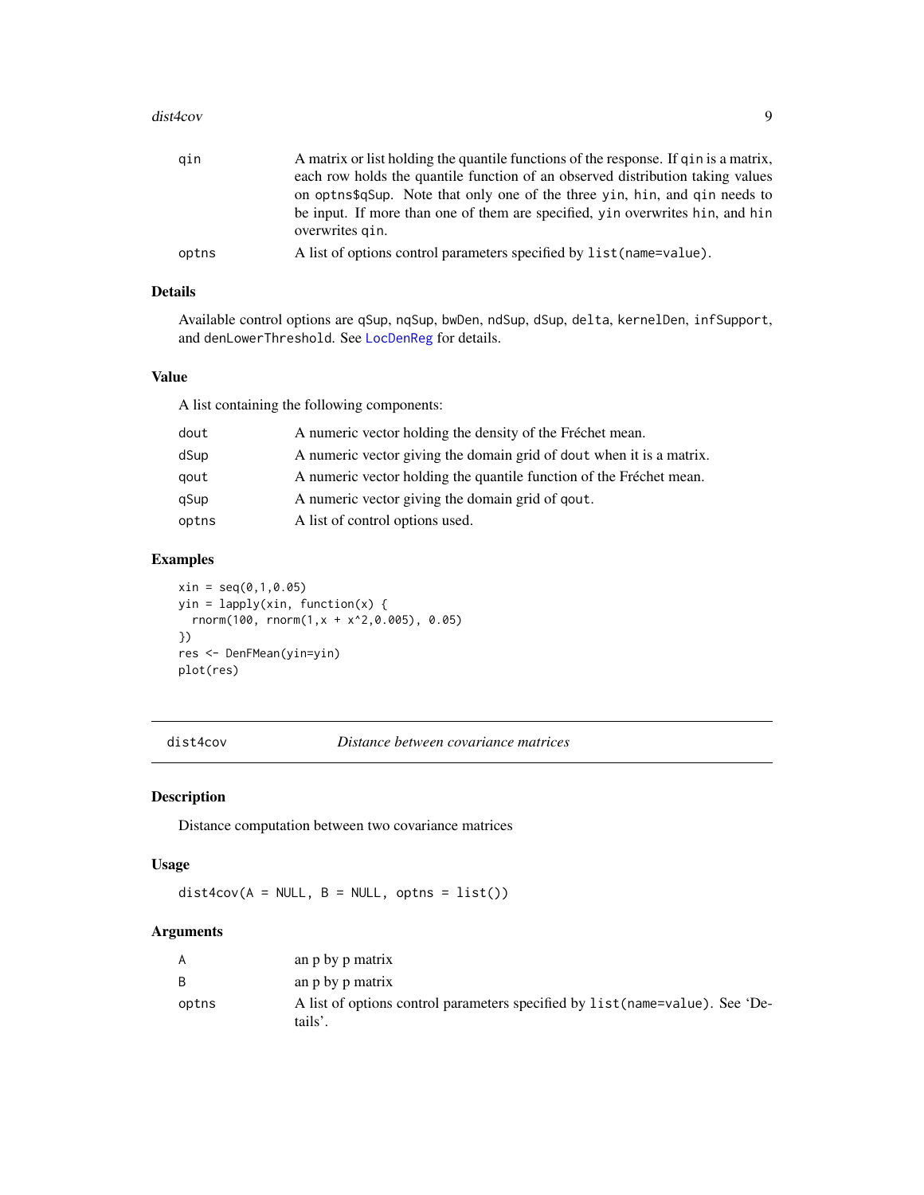| | |
|---|---|
| qin | A matrix or list holding the quantile functions of the response. If qin is a matrix, each row holds the quantile function of an observed distribution taking values on optns$qSup. Note that only one of the three yin, hin, and qin needs to be input. If more than one of them are specified, yin overwrites hin, and hin overwrites qin. |
| optns | A list of options control parameters specified by list(name=value). |

### Details

Available control options are qSup, nqSup, bwDen, ndSup, dSup, delta, kernelDen, infSupport, and denLowerThreshold. See LocDenReg for details.

### Value

A list containing the following components:

| | |
|---|---|
| dout | A numeric vector holding the density of the Fréchet mean. |
| dSup | A numeric vector giving the domain grid of dout when it is a matrix. |
| qout | A numeric vector holding the quantile function of the Fréchet mean. |
| qSup | A numeric vector giving the domain grid of qout. |
| optns | A list of control options used. |

### Examples

```
xin = seq(0,1,0.05)
yin = lapply(xin, function(x) {
  rnorm(100, rnorm(1,x + x^2,0.005), 0.05)
})
res <- DenFMean(yin=yin)
plot(res)
```

---

## dist4cov — *Distance between covariance matrices*

### Description

Distance computation between two covariance matrices

### Usage

```
dist4cov(A = NULL, B = NULL, optns = list())
```

### Arguments

| | |
|---|---|
| A | an p by p matrix |
| B | an p by p matrix |
| optns | A list of options control parameters specified by list(name=value). See 'Details'. |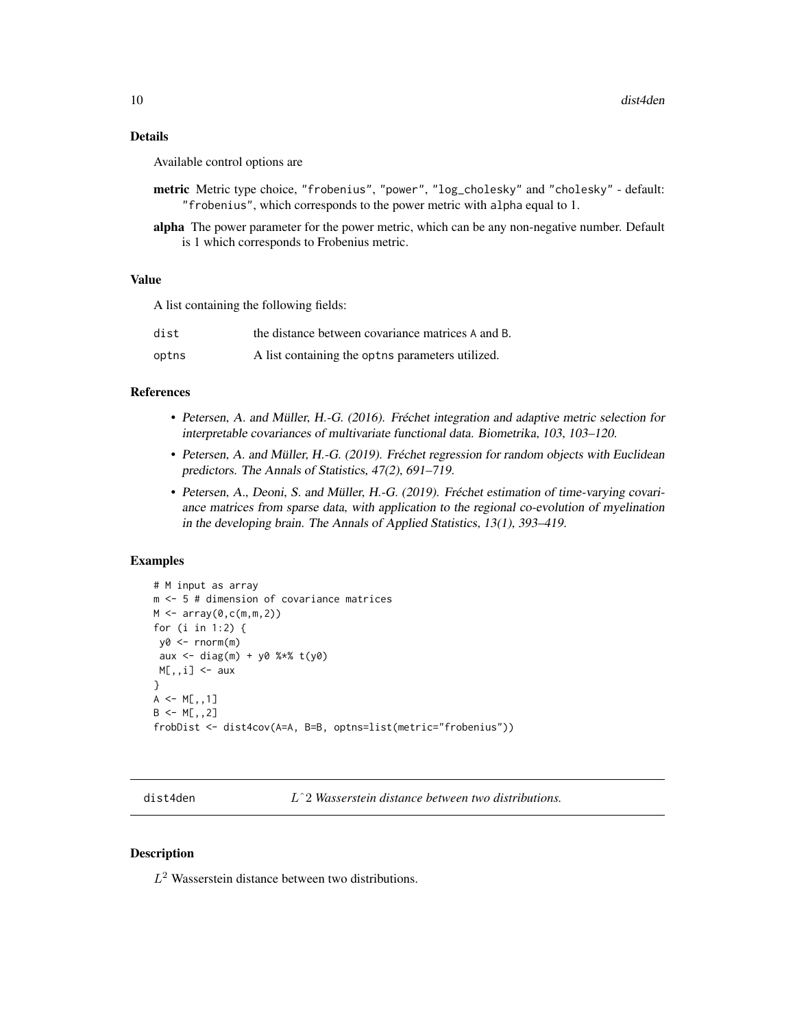### Details

Available control options are

**metric** Metric type choice, "frobenius", "power", "log_cholesky" and "cholesky" - default: "frobenius", which corresponds to the power metric with alpha equal to 1.

**alpha** The power parameter for the power metric, which can be any non-negative number. Default is 1 which corresponds to Frobenius metric.

### Value

A list containing the following fields:

| | |
|---|---|
| dist | the distance between covariance matrices A and B. |
| optns | A list containing the optns parameters utilized. |

### References

- *Petersen, A. and Müller, H.-G. (2016). Fréchet integration and adaptive metric selection for interpretable covariances of multivariate functional data. Biometrika, 103, 103–120.*
- *Petersen, A. and Müller, H.-G. (2019). Fréchet regression for random objects with Euclidean predictors. The Annals of Statistics, 47(2), 691–719.*
- *Petersen, A., Deoni, S. and Müller, H.-G. (2019). Fréchet estimation of time-varying covariance matrices from sparse data, with application to the regional co-evolution of myelination in the developing brain. The Annals of Applied Statistics, 13(1), 393–419.*

### Examples

```
# M input as array
m <- 5 # dimension of covariance matrices
M <- array(0,c(m,m,2))
for (i in 1:2) {
 y0 <- rnorm(m)
 aux <- diag(m) + y0 %*% t(y0)
 M[,,i] <- aux
}
A <- M[,,1]
B <- M[,,2]
frobDist <- dist4cov(A=A, B=B, optns=list(metric="frobenius"))
```

---

## dist4den    *L^2 Wasserstein distance between two distributions.*

### Description

$L^2$ Wasserstein distance between two distributions.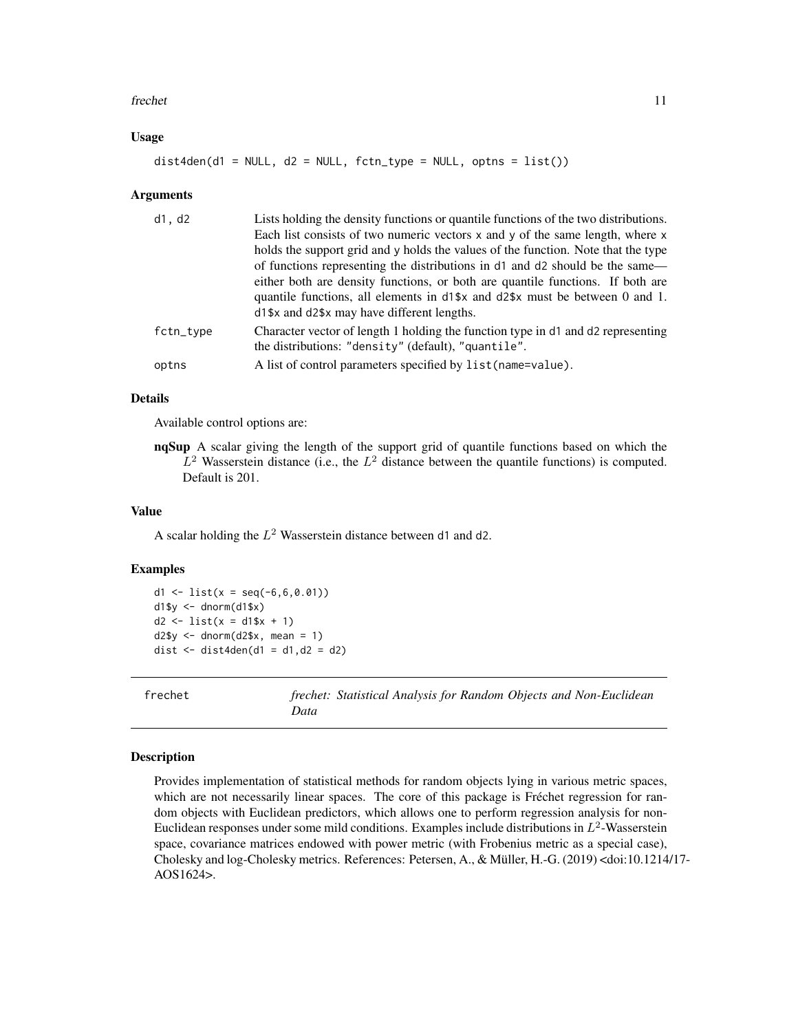### Usage

```
dist4den(d1 = NULL, d2 = NULL, fctn_type = NULL, optns = list())
```

### Arguments

| | |
|---|---|
| d1, d2 | Lists holding the density functions or quantile functions of the two distributions. Each list consists of two numeric vectors x and y of the same length, where x holds the support grid and y holds the values of the function. Note that the type of functions representing the distributions in d1 and d2 should be the same—either both are density functions, or both are quantile functions. If both are quantile functions, all elements in d1$x and d2$x must be between 0 and 1. d1$x and d2$x may have different lengths. |
| fctn_type | Character vector of length 1 holding the function type in d1 and d2 representing the distributions: "density" (default), "quantile". |
| optns | A list of control parameters specified by list(name=value). |

### Details

Available control options are:

**nqSup** A scalar giving the length of the support grid of quantile functions based on which the $L^2$ Wasserstein distance (i.e., the $L^2$ distance between the quantile functions) is computed. Default is 201.

### Value

A scalar holding the $L^2$ Wasserstein distance between d1 and d2.

### Examples

```
d1 <- list(x = seq(-6,6,0.01))
d1$y <- dnorm(d1$x)
d2 <- list(x = d1$x + 1)
d2$y <- dnorm(d2$x, mean = 1)
dist <- dist4den(d1 = d1,d2 = d2)
```

---

## frechet — *frechet: Statistical Analysis for Random Objects and Non-Euclidean Data*

---

### Description

Provides implementation of statistical methods for random objects lying in various metric spaces, which are not necessarily linear spaces. The core of this package is Fréchet regression for random objects with Euclidean predictors, which allows one to perform regression analysis for non-Euclidean responses under some mild conditions. Examples include distributions in $L^2$-Wasserstein space, covariance matrices endowed with power metric (with Frobenius metric as a special case), Cholesky and log-Cholesky metrics. References: Petersen, A., & Müller, H.-G. (2019) <doi:10.1214/17-AOS1624>.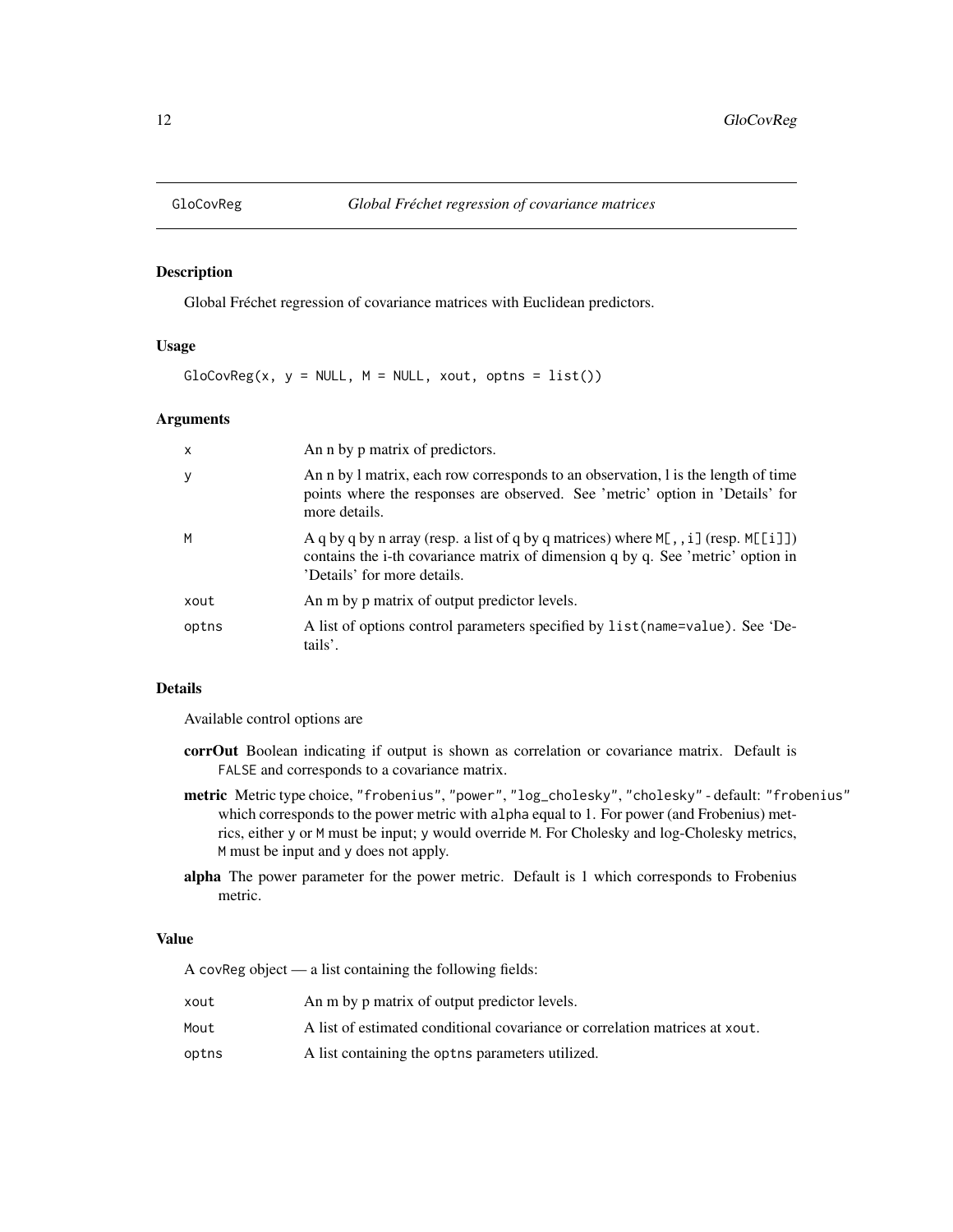## GloCovReg — *Global Fréchet regression of covariance matrices*

### Description

Global Fréchet regression of covariance matrices with Euclidean predictors.

### Usage

```
GloCovReg(x, y = NULL, M = NULL, xout, optns = list())
```

### Arguments

| | |
|---|---|
| `x` | An n by p matrix of predictors. |
| `y` | An n by l matrix, each row corresponds to an observation, l is the length of time points where the responses are observed. See 'metric' option in 'Details' for more details. |
| `M` | A q by q by n array (resp. a list of q by q matrices) where `M[,,i]` (resp. `M[[i]]`) contains the i-th covariance matrix of dimension q by q. See 'metric' option in 'Details' for more details. |
| `xout` | An m by p matrix of output predictor levels. |
| `optns` | A list of options control parameters specified by `list(name=value)`. See 'Details'. |

### Details

Available control options are

**corrOut** Boolean indicating if output is shown as correlation or covariance matrix. Default is `FALSE` and corresponds to a covariance matrix.

**metric** Metric type choice, `"frobenius"`, `"power"`, `"log_cholesky"`, `"cholesky"` - default: `"frobenius"` which corresponds to the power metric with `alpha` equal to 1. For power (and Frobenius) metrics, either `y` or `M` must be input; `y` would override `M`. For Cholesky and log-Cholesky metrics, `M` must be input and `y` does not apply.

**alpha** The power parameter for the power metric. Default is 1 which corresponds to Frobenius metric.

### Value

A `covReg` object — a list containing the following fields:

| | |
|---|---|
| `xout` | An m by p matrix of output predictor levels. |
| `Mout` | A list of estimated conditional covariance or correlation matrices at `xout`. |
| `optns` | A list containing the `optns` parameters utilized. |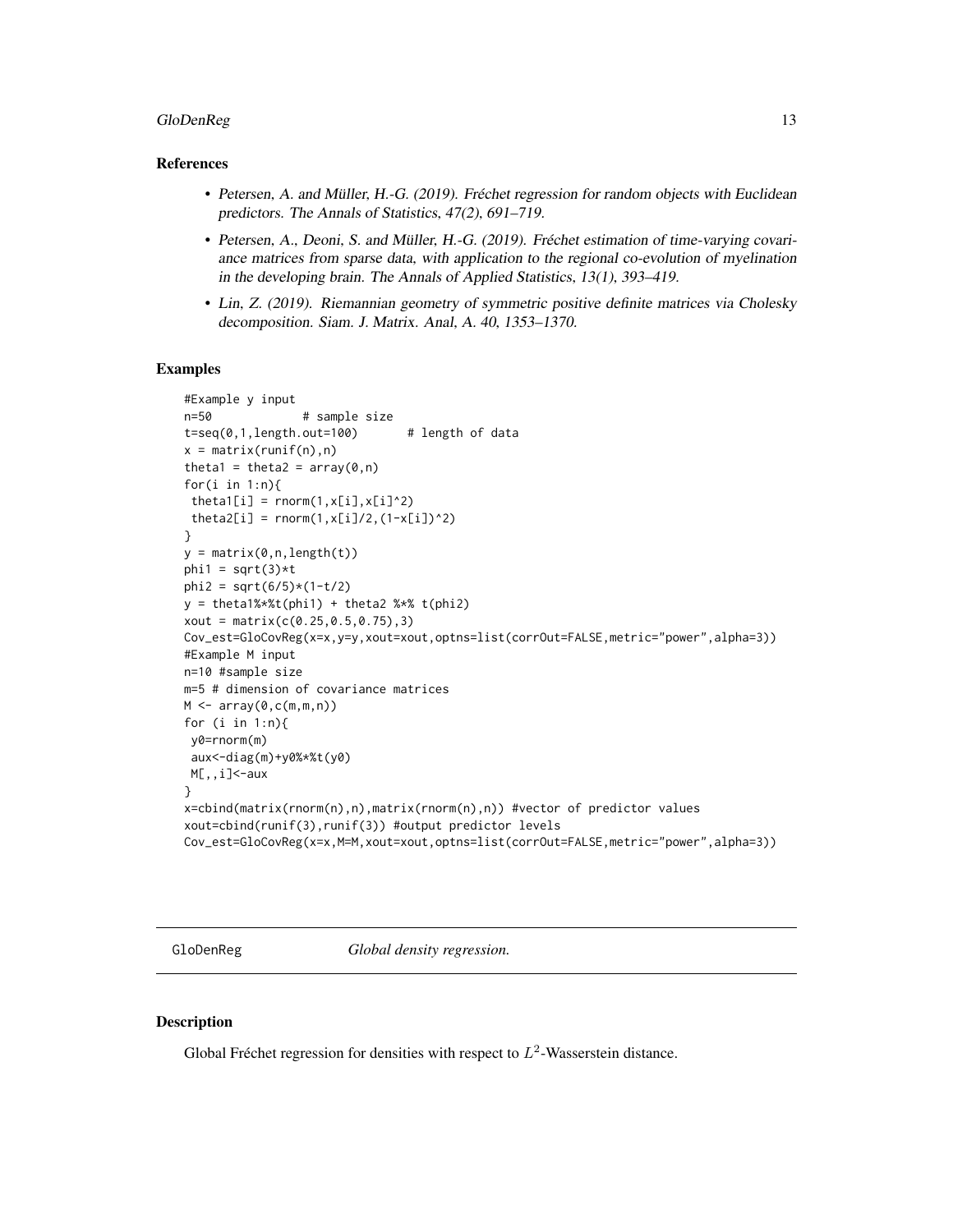### References

- Petersen, A. and Müller, H.-G. (2019). Fréchet regression for random objects with Euclidean predictors. The Annals of Statistics, 47(2), 691–719.
- Petersen, A., Deoni, S. and Müller, H.-G. (2019). Fréchet estimation of time-varying covariance matrices from sparse data, with application to the regional co-evolution of myelination in the developing brain. The Annals of Applied Statistics, 13(1), 393–419.
- Lin, Z. (2019). Riemannian geometry of symmetric positive definite matrices via Cholesky decomposition. Siam. J. Matrix. Anal, A. 40, 1353–1370.

### Examples

```
#Example y input
n=50            # sample size
t=seq(0,1,length.out=100)       # length of data
x = matrix(runif(n),n)
theta1 = theta2 = array(0,n)
for(i in 1:n){
 theta1[i] = rnorm(1,x[i],x[i]^2)
 theta2[i] = rnorm(1,x[i]/2,(1-x[i])^2)
}
y = matrix(0,n,length(t))
phi1 = sqrt(3)*t
phi2 = sqrt(6/5)*(1-t/2)
y = theta1%*%t(phi1) + theta2 %*% t(phi2)
xout = matrix(c(0.25,0.5,0.75),3)
Cov_est=GloCovReg(x=x,y=y,xout=xout,optns=list(corrOut=FALSE,metric="power",alpha=3))
#Example M input
n=10 #sample size
m=5 # dimension of covariance matrices
M <- array(0,c(m,m,n))
for (i in 1:n){
 y0=rnorm(m)
 aux<-diag(m)+y0%*%t(y0)
 M[,,i]<-aux
}
x=cbind(matrix(rnorm(n),n),matrix(rnorm(n),n)) #vector of predictor values
xout=cbind(runif(3),runif(3)) #output predictor levels
Cov_est=GloCovReg(x=x,M=M,xout=xout,optns=list(corrOut=FALSE,metric="power",alpha=3))
```

---

## GloDenReg — *Global density regression.*

### Description

Global Fréchet regression for densities with respect to $L^2$-Wasserstein distance.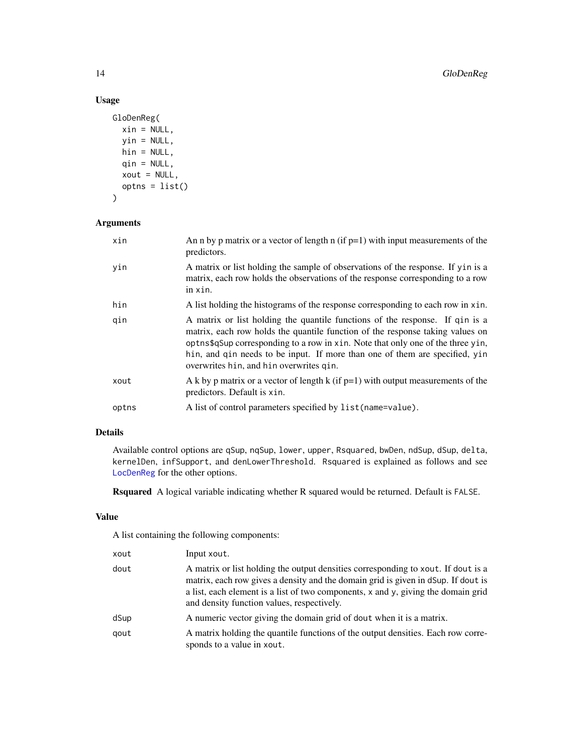### Usage

```
GloDenReg(
  xin = NULL,
  yin = NULL,
  hin = NULL,
  qin = NULL,
  xout = NULL,
  optns = list()
)
```

### Arguments

| | |
|---|---|
| xin | An n by p matrix or a vector of length n (if p=1) with input measurements of the predictors. |
| yin | A matrix or list holding the sample of observations of the response. If yin is a matrix, each row holds the observations of the response corresponding to a row in xin. |
| hin | A list holding the histograms of the response corresponding to each row in xin. |
| qin | A matrix or list holding the quantile functions of the response. If qin is a matrix, each row holds the quantile function of the response taking values on optns$qSup corresponding to a row in xin. Note that only one of the three yin, hin, and qin needs to be input. If more than one of them are specified, yin overwrites hin, and hin overwrites qin. |
| xout | A k by p matrix or a vector of length k (if p=1) with output measurements of the predictors. Default is xin. |
| optns | A list of control parameters specified by list(name=value). |

### Details

Available control options are qSup, nqSup, lower, upper, Rsquared, bwDen, ndSup, dSup, delta, kernelDen, infSupport, and denLowerThreshold. Rsquared is explained as follows and see LocDenReg for the other options.

**Rsquared** A logical variable indicating whether R squared would be returned. Default is FALSE.

### Value

A list containing the following components:

| | |
|---|---|
| xout | Input xout. |
| dout | A matrix or list holding the output densities corresponding to xout. If dout is a matrix, each row gives a density and the domain grid is given in dSup. If dout is a list, each element is a list of two components, x and y, giving the domain grid and density function values, respectively. |
| dSup | A numeric vector giving the domain grid of dout when it is a matrix. |
| qout | A matrix holding the quantile functions of the output densities. Each row corresponds to a value in xout. |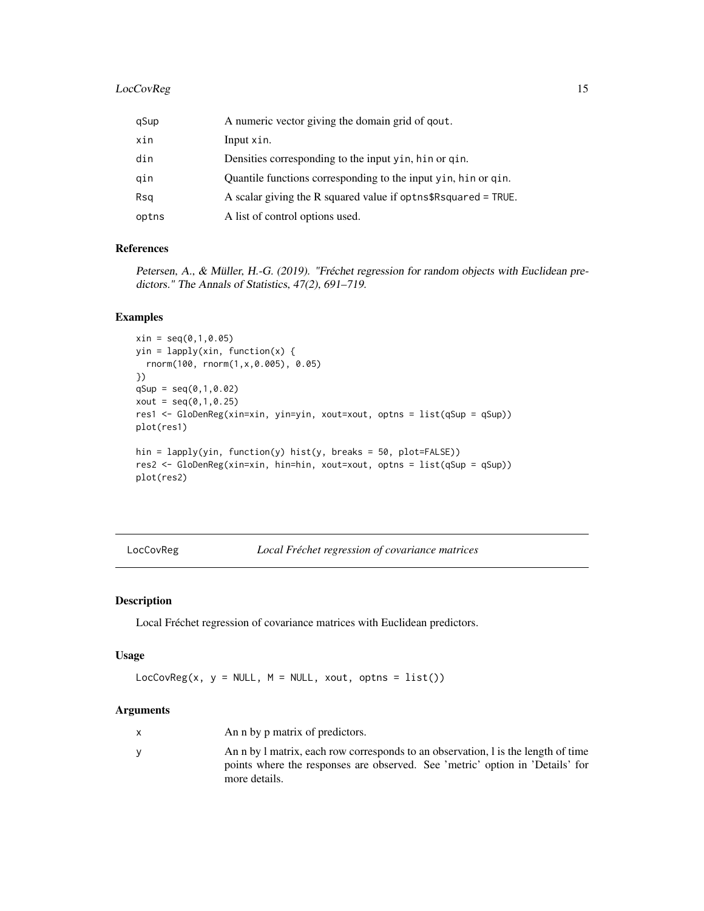| | |
|---|---|
| qSup | A numeric vector giving the domain grid of qout. |
| xin | Input xin. |
| din | Densities corresponding to the input yin, hin or qin. |
| qin | Quantile functions corresponding to the input yin, hin or qin. |
| Rsq | A scalar giving the R squared value if optns$Rsquared = TRUE. |
| optns | A list of control options used. |

### References

*Petersen, A., & Müller, H.-G. (2019). "Fréchet regression for random objects with Euclidean predictors." The Annals of Statistics, 47(2), 691–719.*

### Examples

```
xin = seq(0,1,0.05)
yin = lapply(xin, function(x) {
  rnorm(100, rnorm(1,x,0.005), 0.05)
})
qSup = seq(0,1,0.02)
xout = seq(0,1,0.25)
res1 <- GloDenReg(xin=xin, yin=yin, xout=xout, optns = list(qSup = qSup))
plot(res1)

hin = lapply(yin, function(y) hist(y, breaks = 50, plot=FALSE))
res2 <- GloDenReg(xin=xin, hin=hin, xout=xout, optns = list(qSup = qSup))
plot(res2)
```

---

## LocCovReg — *Local Fréchet regression of covariance matrices*

### Description

Local Fréchet regression of covariance matrices with Euclidean predictors.

### Usage

```
LocCovReg(x, y = NULL, M = NULL, xout, optns = list())
```

### Arguments

| | |
|---|---|
| x | An n by p matrix of predictors. |
| y | An n by l matrix, each row corresponds to an observation, l is the length of time points where the responses are observed. See 'metric' option in 'Details' for more details. |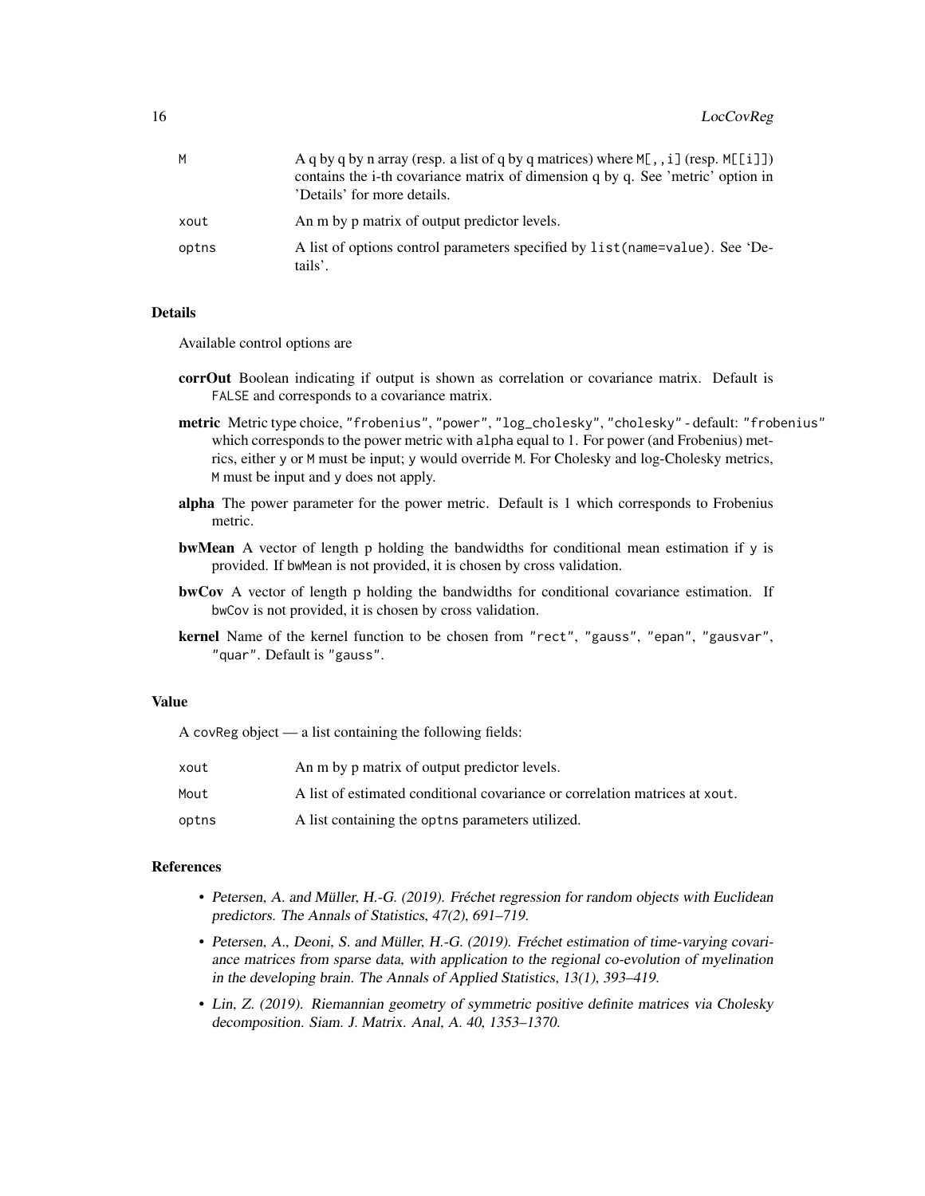| | |
|---|---|
| M | A q by q by n array (resp. a list of q by q matrices) where M[, , i] (resp. M[[i]]) contains the i-th covariance matrix of dimension q by q. See 'metric' option in 'Details' for more details. |
| xout | An m by p matrix of output predictor levels. |
| optns | A list of options control parameters specified by list(name=value). See 'Details'. |

### Details

Available control options are

**corrOut** Boolean indicating if output is shown as correlation or covariance matrix. Default is FALSE and corresponds to a covariance matrix.

**metric** Metric type choice, "frobenius", "power", "log_cholesky", "cholesky" - default: "frobenius" which corresponds to the power metric with alpha equal to 1. For power (and Frobenius) metrics, either y or M must be input; y would override M. For Cholesky and log-Cholesky metrics, M must be input and y does not apply.

**alpha** The power parameter for the power metric. Default is 1 which corresponds to Frobenius metric.

**bwMean** A vector of length p holding the bandwidths for conditional mean estimation if y is provided. If bwMean is not provided, it is chosen by cross validation.

**bwCov** A vector of length p holding the bandwidths for conditional covariance estimation. If bwCov is not provided, it is chosen by cross validation.

**kernel** Name of the kernel function to be chosen from "rect", "gauss", "epan", "gausvar", "quar". Default is "gauss".

### Value

A covReg object — a list containing the following fields:

| | |
|---|---|
| xout | An m by p matrix of output predictor levels. |
| Mout | A list of estimated conditional covariance or correlation matrices at xout. |
| optns | A list containing the optns parameters utilized. |

### References

- *Petersen, A. and Müller, H.-G. (2019). Fréchet regression for random objects with Euclidean predictors. The Annals of Statistics, 47(2), 691–719.*
- *Petersen, A., Deoni, S. and Müller, H.-G. (2019). Fréchet estimation of time-varying covariance matrices from sparse data, with application to the regional co-evolution of myelination in the developing brain. The Annals of Applied Statistics, 13(1), 393–419.*
- *Lin, Z. (2019). Riemannian geometry of symmetric positive definite matrices via Cholesky decomposition. Siam. J. Matrix. Anal, A. 40, 1353–1370.*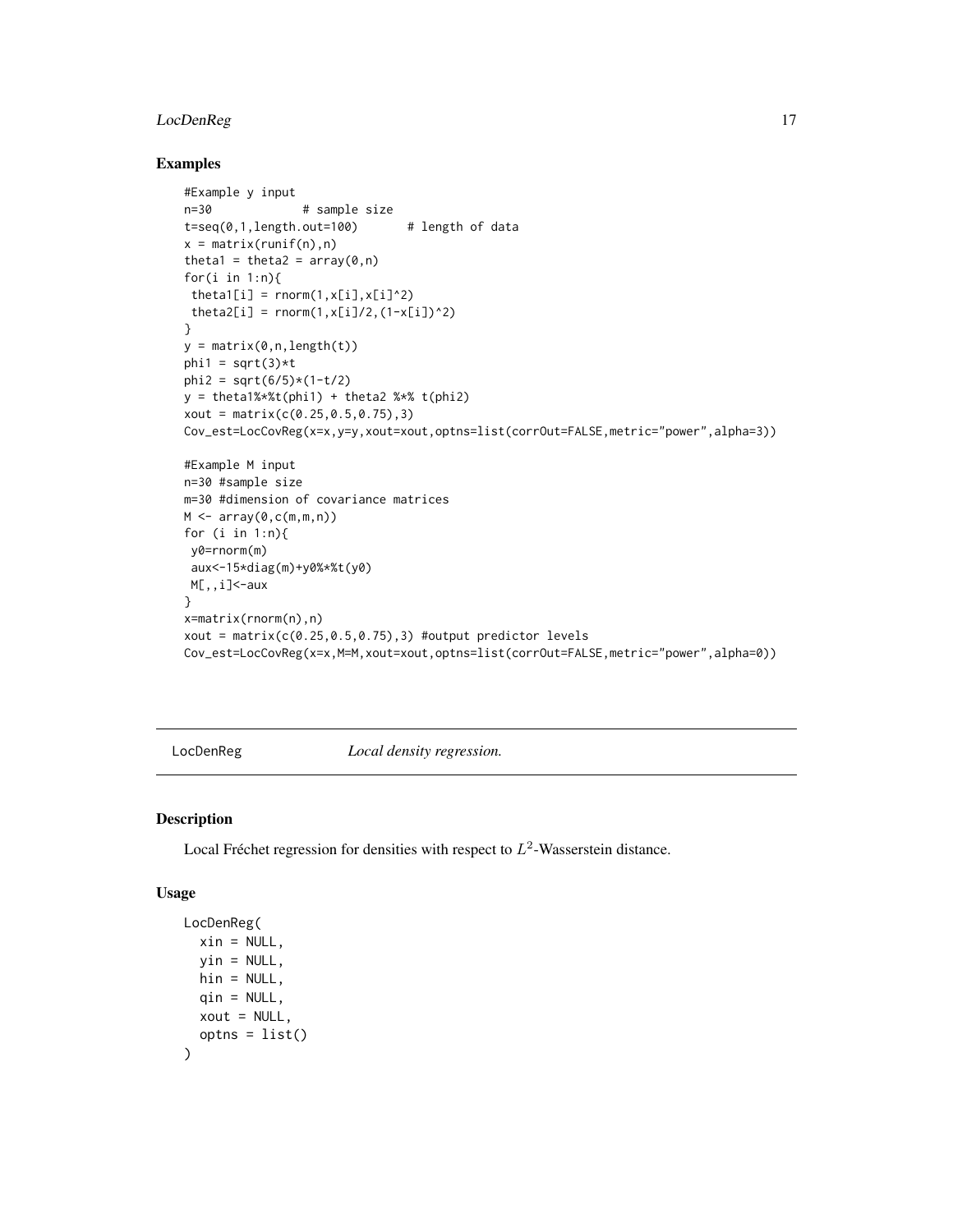## Examples

```
#Example y input
n=30            # sample size
t=seq(0,1,length.out=100)       # length of data
x = matrix(runif(n),n)
theta1 = theta2 = array(0,n)
for(i in 1:n){
 theta1[i] = rnorm(1,x[i],x[i]^2)
 theta2[i] = rnorm(1,x[i]/2,(1-x[i])^2)
}
y = matrix(0,n,length(t))
phi1 = sqrt(3)*t
phi2 = sqrt(6/5)*(1-t/2)
y = theta1%*%t(phi1) + theta2 %*% t(phi2)
xout = matrix(c(0.25,0.5,0.75),3)
Cov_est=LocCovReg(x=x,y=y,xout=xout,optns=list(corrOut=FALSE,metric="power",alpha=3))

#Example M input
n=30 #sample size
m=30 #dimension of covariance matrices
M <- array(0,c(m,m,n))
for (i in 1:n){
 y0=rnorm(m)
 aux<-15*diag(m)+y0%*%t(y0)
 M[,,i]<-aux
}
x=matrix(rnorm(n),n)
xout = matrix(c(0.25,0.5,0.75),3) #output predictor levels
Cov_est=LocCovReg(x=x,M=M,xout=xout,optns=list(corrOut=FALSE,metric="power",alpha=0))
```

---

# LocDenReg — *Local density regression.*

---

## Description

Local Fréchet regression for densities with respect to $L^2$-Wasserstein distance.

## Usage

```
LocDenReg(
  xin = NULL,
  yin = NULL,
  hin = NULL,
  qin = NULL,
  xout = NULL,
  optns = list()
)
```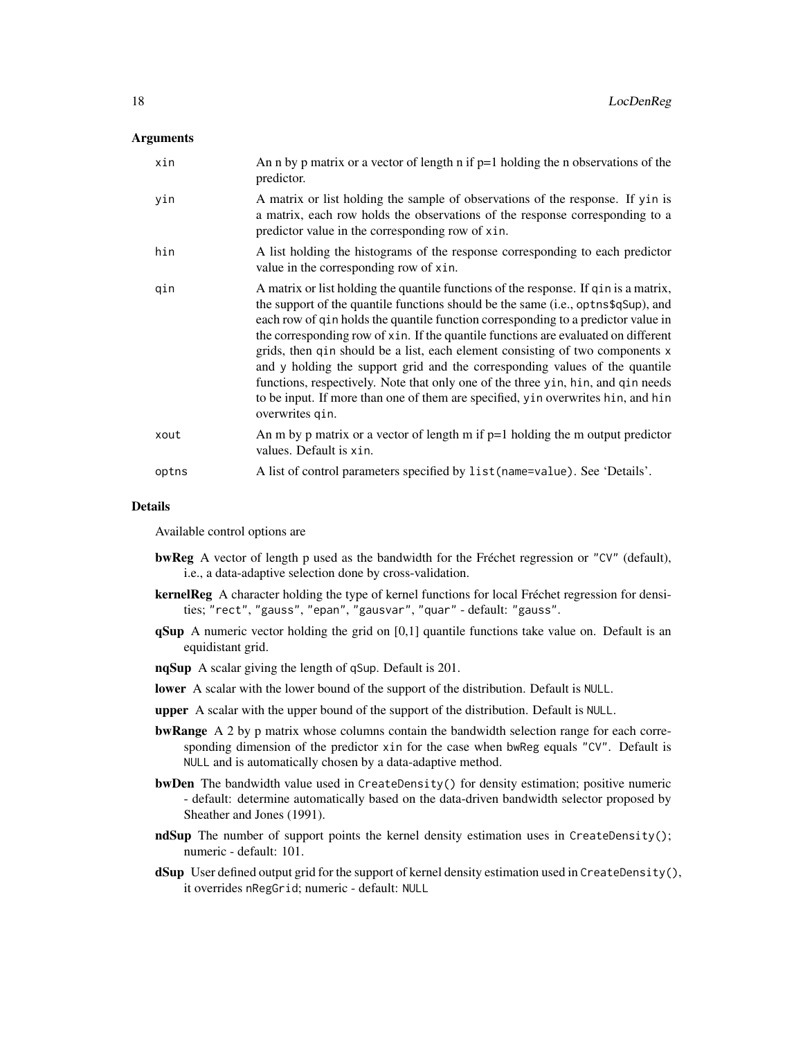## Arguments

| | |
|---|---|
| xin | An n by p matrix or a vector of length n if p=1 holding the n observations of the predictor. |
| yin | A matrix or list holding the sample of observations of the response. If yin is a matrix, each row holds the observations of the response corresponding to a predictor value in the corresponding row of xin. |
| hin | A list holding the histograms of the response corresponding to each predictor value in the corresponding row of xin. |
| qin | A matrix or list holding the quantile functions of the response. If qin is a matrix, the support of the quantile functions should be the same (i.e., optns$qSup), and each row of qin holds the quantile function corresponding to a predictor value in the corresponding row of xin. If the quantile functions are evaluated on different grids, then qin should be a list, each element consisting of two components x and y holding the support grid and the corresponding values of the quantile functions, respectively. Note that only one of the three yin, hin, and qin needs to be input. If more than one of them are specified, yin overwrites hin, and hin overwrites qin. |
| xout | An m by p matrix or a vector of length m if p=1 holding the m output predictor values. Default is xin. |
| optns | A list of control parameters specified by list(name=value). See 'Details'. |

## Details

Available control options are

- **bwReg** A vector of length p used as the bandwidth for the Fréchet regression or "CV" (default), i.e., a data-adaptive selection done by cross-validation.
- **kernelReg** A character holding the type of kernel functions for local Fréchet regression for densities; "rect", "gauss", "epan", "gausvar", "quar" - default: "gauss".
- **qSup** A numeric vector holding the grid on [0,1] quantile functions take value on. Default is an equidistant grid.
- **nqSup** A scalar giving the length of qSup. Default is 201.
- **lower** A scalar with the lower bound of the support of the distribution. Default is NULL.
- **upper** A scalar with the upper bound of the support of the distribution. Default is NULL.
- **bwRange** A 2 by p matrix whose columns contain the bandwidth selection range for each corresponding dimension of the predictor xin for the case when bwReg equals "CV". Default is NULL and is automatically chosen by a data-adaptive method.
- **bwDen** The bandwidth value used in CreateDensity() for density estimation; positive numeric - default: determine automatically based on the data-driven bandwidth selector proposed by Sheather and Jones (1991).
- **ndSup** The number of support points the kernel density estimation uses in CreateDensity(); numeric - default: 101.
- **dSup** User defined output grid for the support of kernel density estimation used in CreateDensity(), it overrides nRegGrid; numeric - default: NULL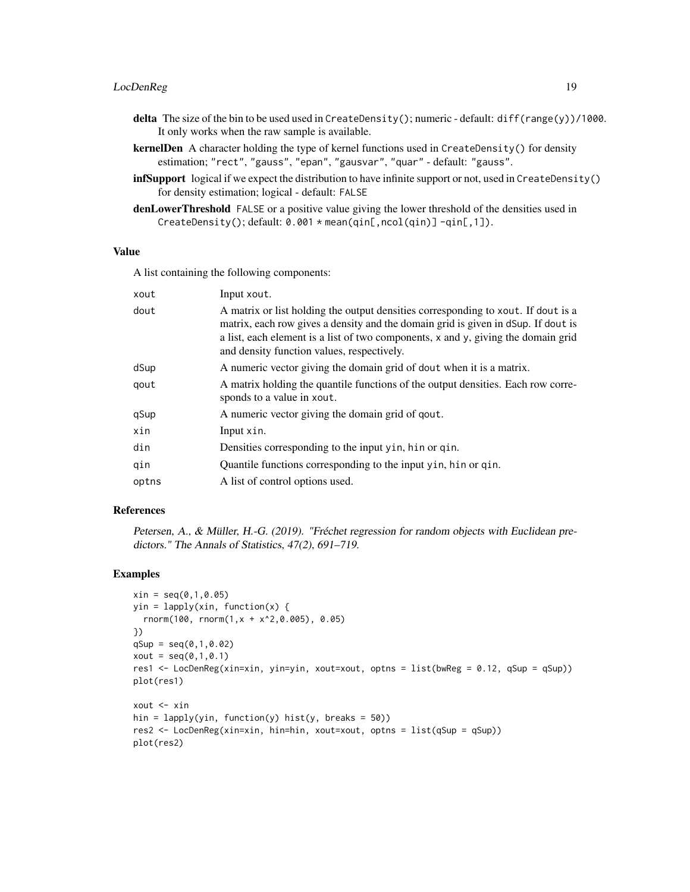**delta** The size of the bin to be used used in `CreateDensity()`; numeric - default: `diff(range(y))/1000`. It only works when the raw sample is available.

**kernelDen** A character holding the type of kernel functions used in `CreateDensity()` for density estimation; `"rect"`, `"gauss"`, `"epan"`, `"gausvar"`, `"quar"` - default: `"gauss"`.

**infSupport** logical if we expect the distribution to have infinite support or not, used in `CreateDensity()` for density estimation; logical - default: `FALSE`

**denLowerThreshold** `FALSE` or a positive value giving the lower threshold of the densities used in `CreateDensity()`; default: `0.001 * mean(qin[,ncol(qin)] -qin[,1])`.

## Value

A list containing the following components:

| | |
|---|---|
| `xout` | Input `xout`. |
| `dout` | A matrix or list holding the output densities corresponding to `xout`. If `dout` is a matrix, each row gives a density and the domain grid is given in `dSup`. If `dout` is a list, each element is a list of two components, `x` and `y`, giving the domain grid and density function values, respectively. |
| `dSup` | A numeric vector giving the domain grid of `dout` when it is a matrix. |
| `qout` | A matrix holding the quantile functions of the output densities. Each row corresponds to a value in `xout`. |
| `qSup` | A numeric vector giving the domain grid of `qout`. |
| `xin` | Input `xin`. |
| `din` | Densities corresponding to the input `yin`, `hin` or `qin`. |
| `qin` | Quantile functions corresponding to the input `yin`, `hin` or `qin`. |
| `optns` | A list of control options used. |

## References

*Petersen, A., & Müller, H.-G. (2019). "Fréchet regression for random objects with Euclidean predictors." The Annals of Statistics, 47(2), 691–719.*

## Examples

```
xin = seq(0,1,0.05)
yin = lapply(xin, function(x) {
  rnorm(100, rnorm(1,x + x^2,0.005), 0.05)
})
qSup = seq(0,1,0.02)
xout = seq(0,1,0.1)
res1 <- LocDenReg(xin=xin, yin=yin, xout=xout, optns = list(bwReg = 0.12, qSup = qSup))
plot(res1)

xout <- xin
hin = lapply(yin, function(y) hist(y, breaks = 50))
res2 <- LocDenReg(xin=xin, hin=hin, xout=xout, optns = list(qSup = qSup))
plot(res2)
```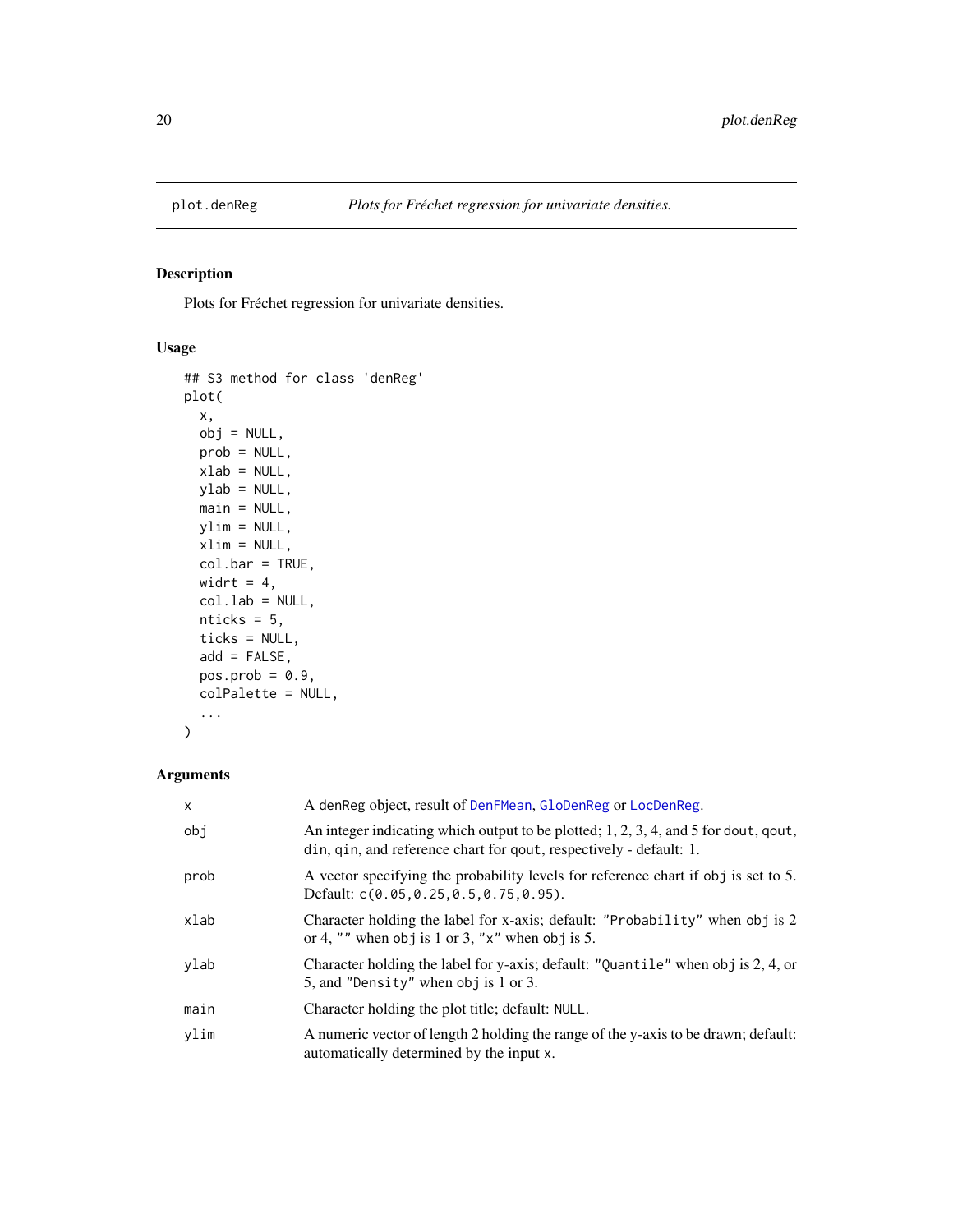# plot.denReg — *Plots for Fréchet regression for univariate densities.*

## Description

Plots for Fréchet regression for univariate densities.

## Usage

```
## S3 method for class 'denReg'
plot(
  x,
  obj = NULL,
  prob = NULL,
  xlab = NULL,
  ylab = NULL,
  main = NULL,
  ylim = NULL,
  xlim = NULL,
  col.bar = TRUE,
  widrt = 4,
  col.lab = NULL,
  nticks = 5,
  ticks = NULL,
  add = FALSE,
  pos.prob = 0.9,
  colPalette = NULL,
  ...
)
```

## Arguments

| | |
|---|---|
| `x` | A `denReg` object, result of `DenFMean`, `GloDenReg` or `LocDenReg`. |
| `obj` | An integer indicating which output to be plotted; 1, 2, 3, 4, and 5 for `dout`, `qout`, `din`, `qin`, and reference chart for `qout`, respectively - default: 1. |
| `prob` | A vector specifying the probability levels for reference chart if `obj` is set to 5. Default: `c(0.05,0.25,0.5,0.75,0.95)`. |
| `xlab` | Character holding the label for x-axis; default: `"Probability"` when `obj` is 2 or 4, `""` when `obj` is 1 or 3, `"x"` when `obj` is 5. |
| `ylab` | Character holding the label for y-axis; default: `"Quantile"` when `obj` is 2, 4, or 5, and `"Density"` when `obj` is 1 or 3. |
| `main` | Character holding the plot title; default: `NULL`. |
| `ylim` | A numeric vector of length 2 holding the range of the y-axis to be drawn; default: automatically determined by the input `x`. |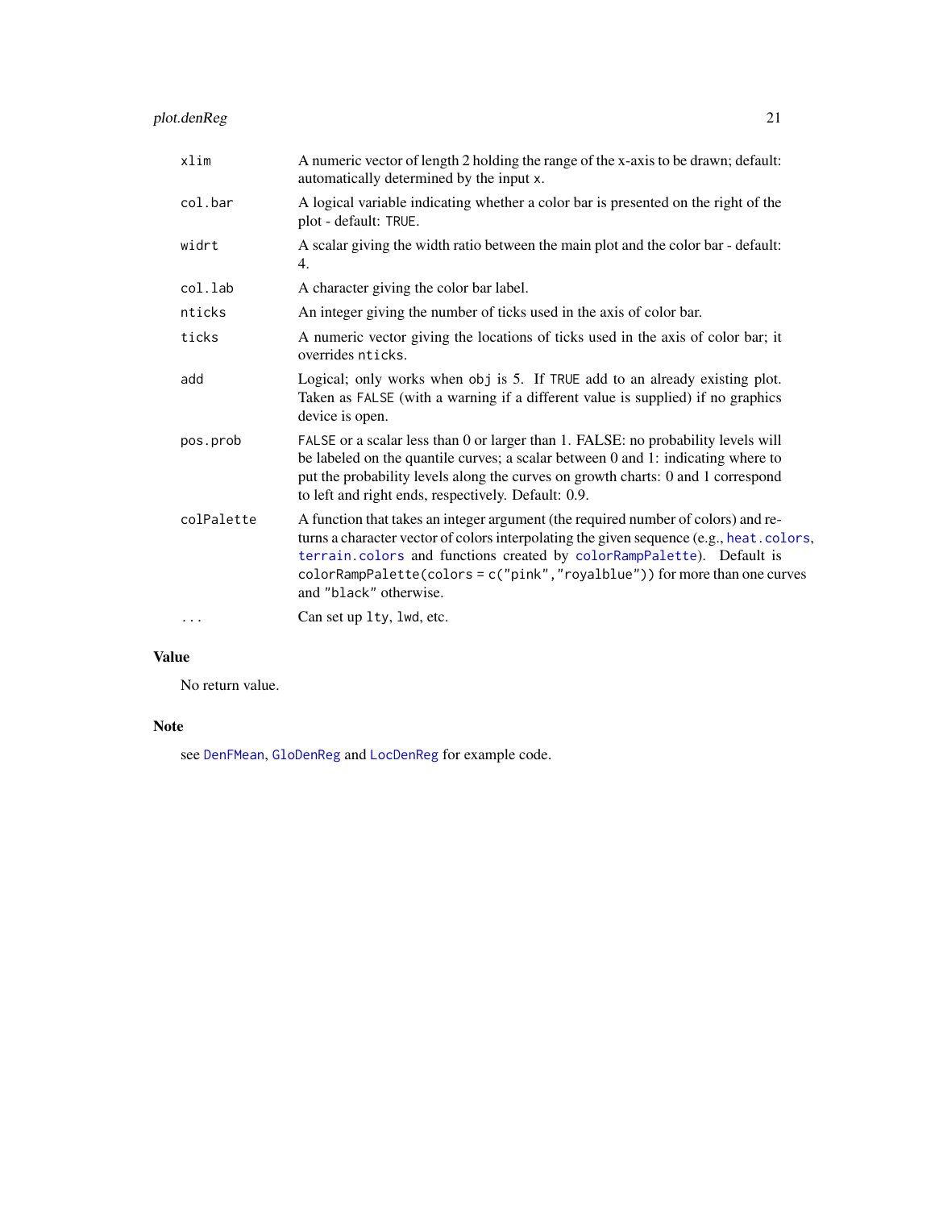| | |
|---|---|
| `xlim` | A numeric vector of length 2 holding the range of the x-axis to be drawn; default: automatically determined by the input `x`. |
| `col.bar` | A logical variable indicating whether a color bar is presented on the right of the plot - default: `TRUE`. |
| `widrt` | A scalar giving the width ratio between the main plot and the color bar - default: 4. |
| `col.lab` | A character giving the color bar label. |
| `nticks` | An integer giving the number of ticks used in the axis of color bar. |
| `ticks` | A numeric vector giving the locations of ticks used in the axis of color bar; it overrides `nticks`. |
| `add` | Logical; only works when `obj` is 5. If `TRUE` add to an already existing plot. Taken as `FALSE` (with a warning if a different value is supplied) if no graphics device is open. |
| `pos.prob` | `FALSE` or a scalar less than 0 or larger than 1. FALSE: no probability levels will be labeled on the quantile curves; a scalar between 0 and 1: indicating where to put the probability levels along the curves on growth charts: 0 and 1 correspond to left and right ends, respectively. Default: 0.9. |
| `colPalette` | A function that takes an integer argument (the required number of colors) and returns a character vector of colors interpolating the given sequence (e.g., `heat.colors`, `terrain.colors` and functions created by `colorRampPalette`). Default is `colorRampPalette(colors = c("pink","royalblue"))` for more than one curves and `"black"` otherwise. |
| `...` | Can set up `lty`, `lwd`, etc. |

## Value

No return value.

## Note

see `DenFMean`, `GloDenReg` and `LocDenReg` for example code.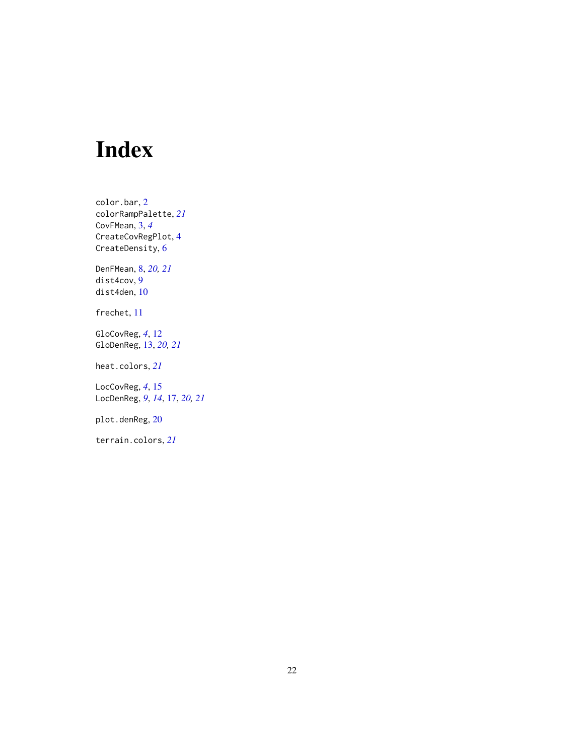# Index

color.bar, 2
colorRampPalette, *21*
CovFMean, 3, *4*
CreateCovRegPlot, 4
CreateDensity, 6

DenFMean, 8, *20*, *21*
dist4cov, 9
dist4den, 10

frechet, 11

GloCovReg, *4*, 12
GloDenReg, 13, *20*, *21*

heat.colors, *21*

LocCovReg, *4*, 15
LocDenReg, *9*, *14*, 17, *20*, *21*

plot.denReg, 20

terrain.colors, *21*